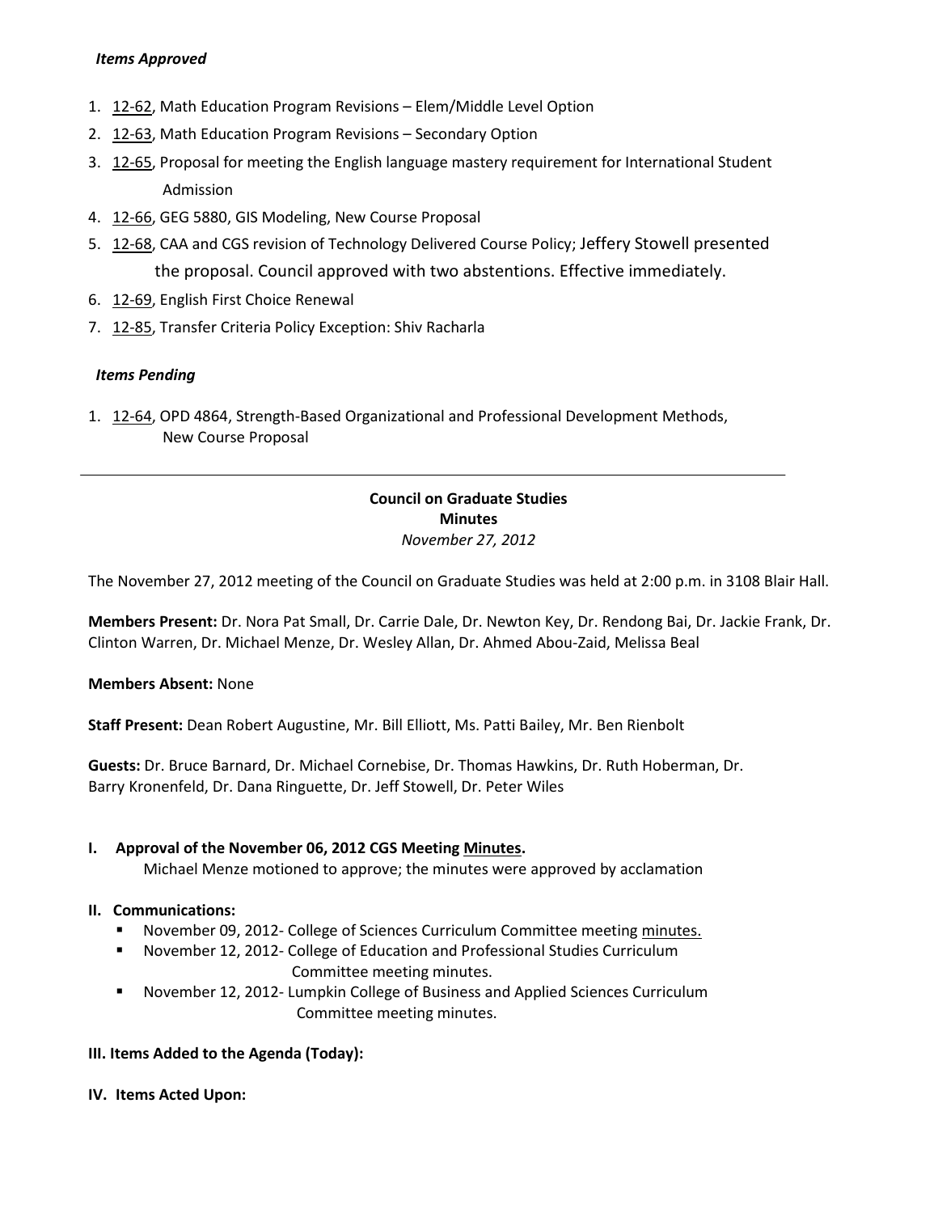***Items Approved***

1. 12-62, Math Education Program Revisions – Elem/Middle Level Option
2. 12-63, Math Education Program Revisions – Secondary Option
3. 12-65, Proposal for meeting the English language mastery requirement for International Student Admission
4. 12-66, GEG 5880, GIS Modeling, New Course Proposal
5. 12-68, CAA and CGS revision of Technology Delivered Course Policy; Jeffery Stowell presented the proposal. Council approved with two abstentions. Effective immediately.
6. 12-69, English First Choice Renewal
7. 12-85, Transfer Criteria Policy Exception: Shiv Racharla

***Items Pending***

1. 12-64, OPD 4864, Strength-Based Organizational and Professional Development Methods, New Course Proposal

---

**Council on Graduate Studies**
**Minutes**
*November 27, 2012*

The November 27, 2012 meeting of the Council on Graduate Studies was held at 2:00 p.m. in 3108 Blair Hall.

**Members Present:** Dr. Nora Pat Small, Dr. Carrie Dale, Dr. Newton Key, Dr. Rendong Bai, Dr. Jackie Frank, Dr. Clinton Warren, Dr. Michael Menze, Dr. Wesley Allan, Dr. Ahmed Abou-Zaid, Melissa Beal

**Members Absent:** None

**Staff Present:** Dean Robert Augustine, Mr. Bill Elliott, Ms. Patti Bailey, Mr. Ben Rienbolt

**Guests:** Dr. Bruce Barnard, Dr. Michael Cornebise, Dr. Thomas Hawkins, Dr. Ruth Hoberman, Dr. Barry Kronenfeld, Dr. Dana Ringuette, Dr. Jeff Stowell, Dr. Peter Wiles

**I. Approval of the November 06, 2012 CGS Meeting Minutes.**

Michael Menze motioned to approve; the minutes were approved by acclamation

**II. Communications:**

- November 09, 2012- College of Sciences Curriculum Committee meeting minutes.
- November 12, 2012- College of Education and Professional Studies Curriculum Committee meeting minutes.
- November 12, 2012- Lumpkin College of Business and Applied Sciences Curriculum Committee meeting minutes.

**III. Items Added to the Agenda (Today):**

**IV. Items Acted Upon:**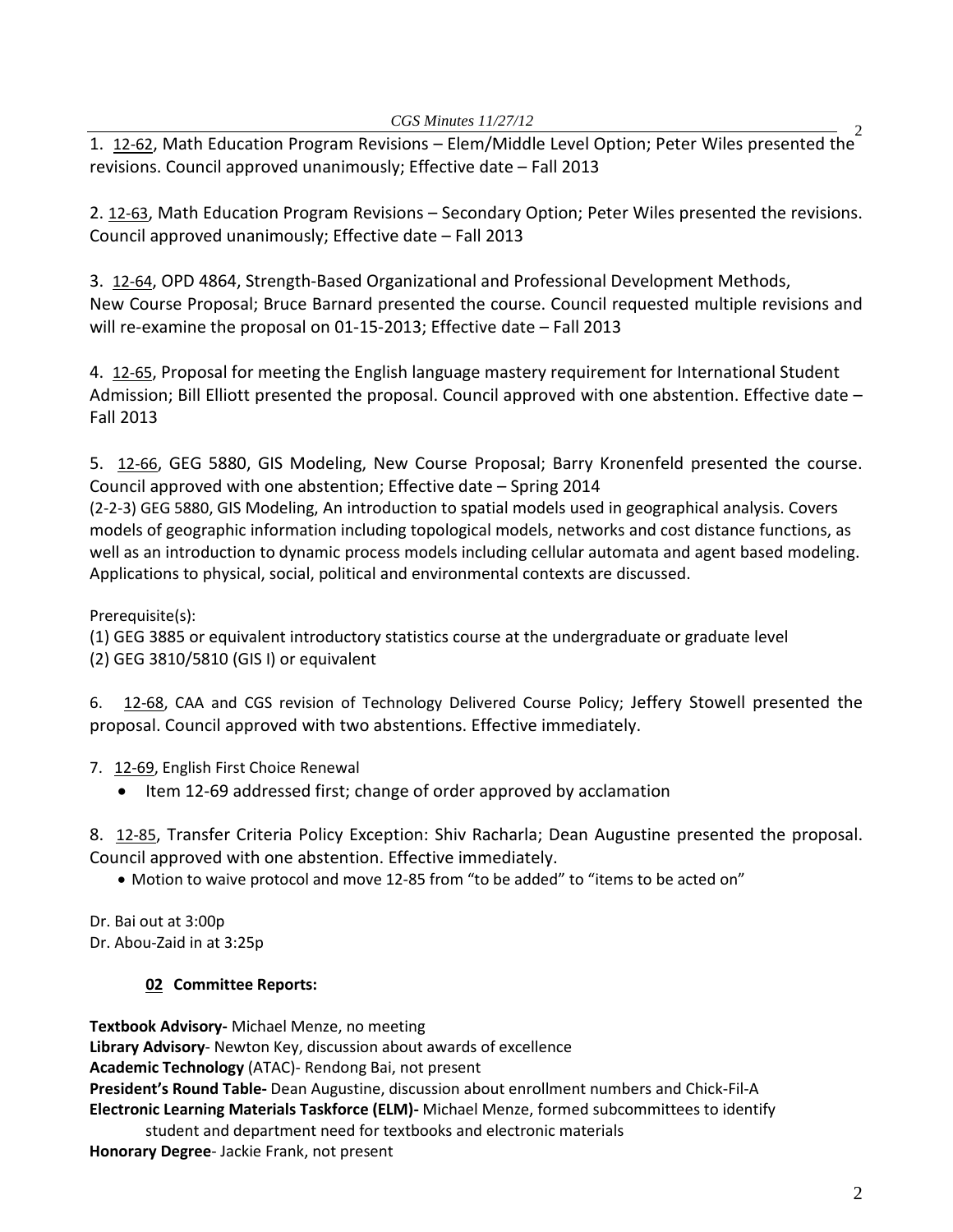1. 12-62, Math Education Program Revisions – Elem/Middle Level Option; Peter Wiles presented the revisions. Council approved unanimously; Effective date – Fall 2013

2. 12-63, Math Education Program Revisions – Secondary Option; Peter Wiles presented the revisions. Council approved unanimously; Effective date – Fall 2013

3. 12-64, OPD 4864, Strength-Based Organizational and Professional Development Methods, New Course Proposal; Bruce Barnard presented the course. Council requested multiple revisions and will re-examine the proposal on 01-15-2013; Effective date – Fall 2013

4. 12-65, Proposal for meeting the English language mastery requirement for International Student Admission; Bill Elliott presented the proposal. Council approved with one abstention. Effective date – Fall 2013

5. 12-66, GEG 5880, GIS Modeling, New Course Proposal; Barry Kronenfeld presented the course. Council approved with one abstention; Effective date – Spring 2014

(2-2-3) GEG 5880, GIS Modeling, An introduction to spatial models used in geographical analysis. Covers models of geographic information including topological models, networks and cost distance functions, as well as an introduction to dynamic process models including cellular automata and agent based modeling. Applications to physical, social, political and environmental contexts are discussed.

Prerequisite(s):
(1) GEG 3885 or equivalent introductory statistics course at the undergraduate or graduate level
(2) GEG 3810/5810 (GIS I) or equivalent

6. 12-68, CAA and CGS revision of Technology Delivered Course Policy; Jeffery Stowell presented the proposal. Council approved with two abstentions. Effective immediately.

7. 12-69, English First Choice Renewal
   - Item 12-69 addressed first; change of order approved by acclamation

8. 12-85, Transfer Criteria Policy Exception: Shiv Racharla; Dean Augustine presented the proposal. Council approved with one abstention. Effective immediately.
   - Motion to waive protocol and move 12-85 from "to be added" to "items to be acted on"

Dr. Bai out at 3:00p
Dr. Abou-Zaid in at 3:25p

### 02 Committee Reports:

**Textbook Advisory-** Michael Menze, no meeting
**Library Advisory**- Newton Key, discussion about awards of excellence
**Academic Technology** (ATAC)- Rendong Bai, not present
**President's Round Table-** Dean Augustine, discussion about enrollment numbers and Chick-Fil-A
**Electronic Learning Materials Taskforce (ELM)-** Michael Menze, formed subcommittees to identify student and department need for textbooks and electronic materials
**Honorary Degree**- Jackie Frank, not present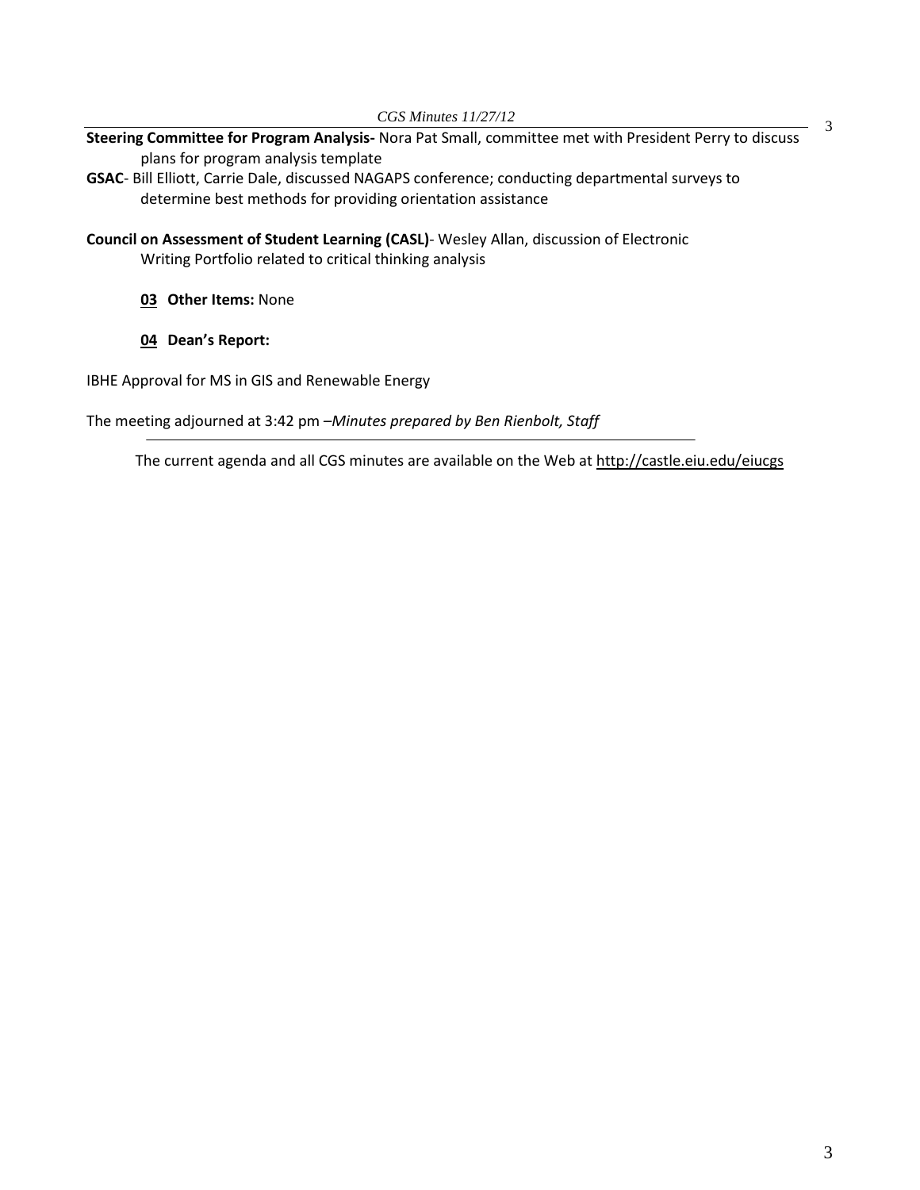**Steering Committee for Program Analysis-** Nora Pat Small, committee met with President Perry to discuss plans for program analysis template

**GSAC**- Bill Elliott, Carrie Dale, discussed NAGAPS conference; conducting departmental surveys to determine best methods for providing orientation assistance

**Council on Assessment of Student Learning (CASL)**- Wesley Allan, discussion of Electronic Writing Portfolio related to critical thinking analysis

**03 Other Items:** None

**04 Dean's Report:**

IBHE Approval for MS in GIS and Renewable Energy

The meeting adjourned at 3:42 pm –*Minutes prepared by Ben Rienbolt, Staff*

---

The current agenda and all CGS minutes are available on the Web at http://castle.eiu.edu/eiucgs